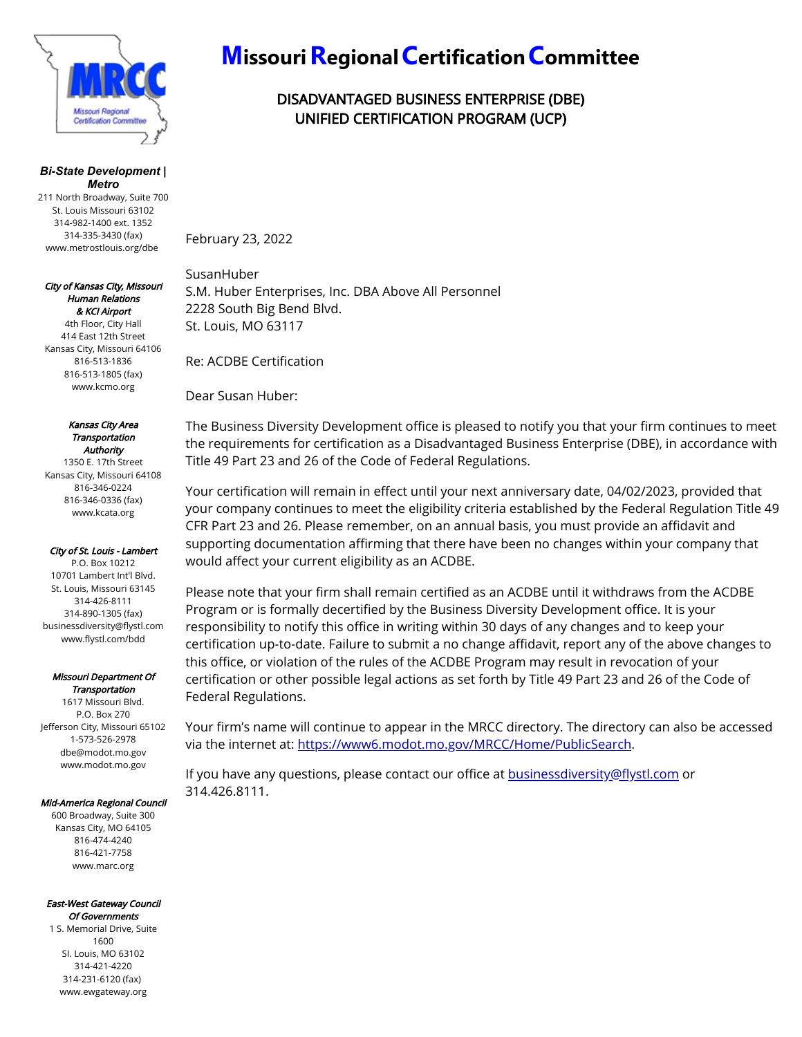# Missouri Regional Certification Committee

## DISADVANTAGED BUSINESS ENTERPRISE (DBE)
## UNIFIED CERTIFICATION PROGRAM (UCP)

***Bi-State Development | Metro***
211 North Broadway, Suite 700
St. Louis Missouri 63102
314-982-1400 ext. 1352
314-335-3430 (fax)
www.metrostlouis.org/dbe

***City of Kansas City, Missouri Human Relations & KCI Airport***
4th Floor, City Hall
414 East 12th Street
Kansas City, Missouri 64106
816-513-1836
816-513-1805 (fax)
www.kcmo.org

***Kansas City Area Transportation Authority***
1350 E. 17th Street
Kansas City, Missouri 64108
816-346-0224
816-346-0336 (fax)
www.kcata.org

***City of St. Louis - Lambert***
P.O. Box 10212
10701 Lambert Int'l Blvd.
St. Louis, Missouri 63145
314-426-8111
314-890-1305 (fax)
businessdiversity@flystl.com
www.flystl.com/bdd

***Missouri Department Of Transportation***
1617 Missouri Blvd.
P.O. Box 270
Jefferson City, Missouri 65102
1-573-526-2978
dbe@modot.mo.gov
www.modot.mo.gov

***Mid-America Regional Council***
600 Broadway, Suite 300
Kansas City, MO 64105
816-474-4240
816-421-7758
www.marc.org

***East-West Gateway Council Of Governments***
1 S. Memorial Drive, Suite 1600
Sl. Louis, MO 63102
314-421-4220
314-231-6120 (fax)
www.ewgateway.org

February 23, 2022

SusanHuber
S.M. Huber Enterprises, Inc. DBA Above All Personnel
2228 South Big Bend Blvd.
St. Louis, MO 63117

Re: ACDBE Certification

Dear Susan Huber:

The Business Diversity Development office is pleased to notify you that your firm continues to meet the requirements for certification as a Disadvantaged Business Enterprise (DBE), in accordance with Title 49 Part 23 and 26 of the Code of Federal Regulations.

Your certification will remain in effect until your next anniversary date, 04/02/2023, provided that your company continues to meet the eligibility criteria established by the Federal Regulation Title 49 CFR Part 23 and 26. Please remember, on an annual basis, you must provide an affidavit and supporting documentation affirming that there have been no changes within your company that would affect your current eligibility as an ACDBE.

Please note that your firm shall remain certified as an ACDBE until it withdraws from the ACDBE Program or is formally decertified by the Business Diversity Development office. It is your responsibility to notify this office in writing within 30 days of any changes and to keep your certification up-to-date. Failure to submit a no change affidavit, report any of the above changes to this office, or violation of the rules of the ACDBE Program may result in revocation of your certification or other possible legal actions as set forth by Title 49 Part 23 and 26 of the Code of Federal Regulations.

Your firm's name will continue to appear in the MRCC directory. The directory can also be accessed via the internet at: https://www6.modot.mo.gov/MRCC/Home/PublicSearch.

If you have any questions, please contact our office at businessdiversity@flystl.com or 314.426.8111.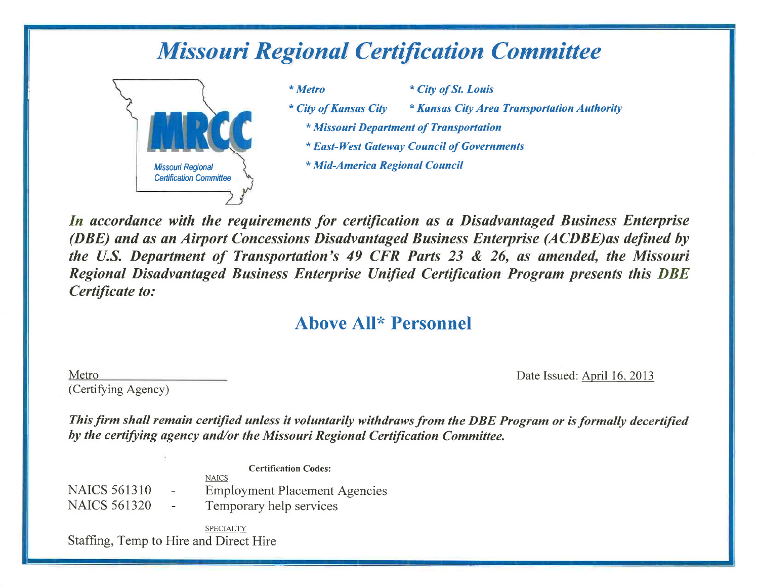# *Missouri Regional Certification Committee*

MRCC

Missouri Regional Certification Committee

*\* Metro* *\* City of St. Louis*

*\* City of Kansas City* *\* Kansas City Area Transportation Authority*

*\* Missouri Department of Transportation*

*\* East-West Gateway Council of Governments*

*\* Mid-America Regional Council*

***In accordance with the requirements for certification as a Disadvantaged Business Enterprise (DBE) and as an Airport Concessions Disadvantaged Business Enterprise (ACDBE)as defined by the U.S. Department of Transportation's 49 CFR Parts 23 & 26, as amended, the Missouri Regional Disadvantaged Business Enterprise Unified Certification Program presents this DBE Certificate to:***

## Above All* Personnel

Metro
(Certifying Agency)

Date Issued: April 16, 2013

***This firm shall remain certified unless it voluntarily withdraws from the DBE Program or is formally decertified by the certifying agency and/or the Missouri Regional Certification Committee.***

**Certification Codes:**

NAICS

NAICS 561310 - Employment Placement Agencies
NAICS 561320 - Temporary help services

SPECIALTY

Staffing, Temp to Hire and Direct Hire